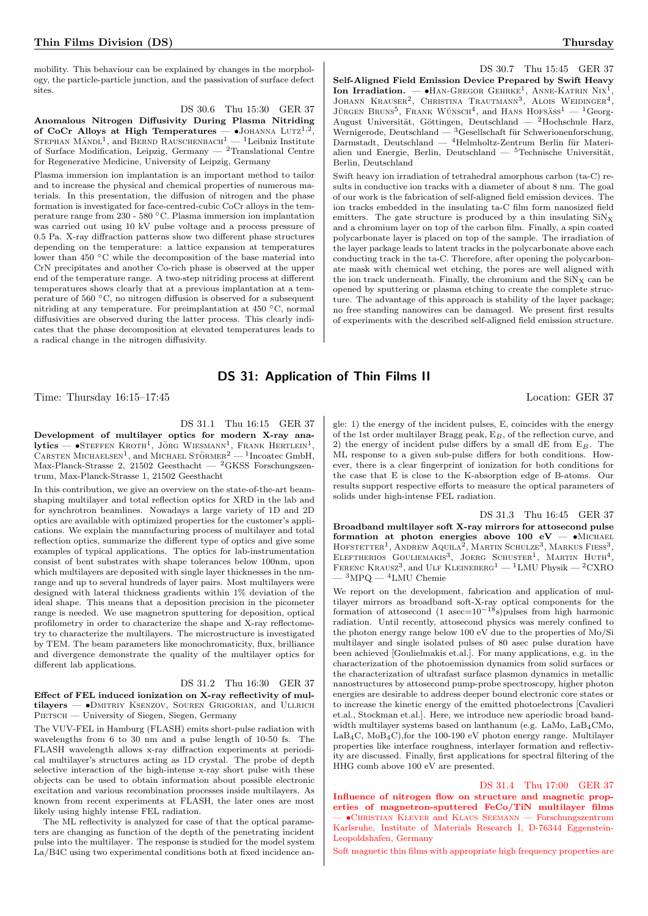mobility. This behaviour can be explained by changes in the morphology, the particle-particle junction, and the passivation of surface defect sites.

DS 30.6 Thu 15:30 GER 37

**Anomalous Nitrogen Diffusivity During Plasma Nitriding of CoCr Alloys at High Temperatures** — •Johanna Lutz[1,2], Stephan Mändl[1], and Bernd Rauschenbach[1] — [1]Leibniz Institute of Surface Modification, Leipzig, Germany — [2]Translational Centre for Regenerative Medicine, University of Leipzig, Germany

Plasma immersion ion implantation is an important method to tailor and to increase the physical and chemical properties of numerous materials. In this presentation, the diffusion of nitrogen and the phase formation is investigated for face-centred-cubic CoCr alloys in the temperature range from 230 - 580 °C. Plasma immersion ion implantation was carried out using 10 kV pulse voltage and a process pressure of 0.5 Pa. X-ray diffraction patterns show two different phase structures depending on the temperature: a lattice expansion at temperatures lower than 450 °C while the decomposition of the base material into CrN precipitates and another Co-rich phase is observed at the upper end of the temperature range. A two-step nitriding process at different temperatures shows clearly that at a previous implantation at a temperature of 560 °C, no nitrogen diffusion is observed for a subsequent nitriding at any temperature. For preimplantation at 450 °C, normal diffusivities are observed during the latter process. This clearly indicates that the phase decomposition at elevated temperatures leads to a radical change in the nitrogen diffusivity.

DS 30.7 Thu 15:45 GER 37

**Self-Aligned Field Emission Device Prepared by Swift Heavy Ion Irradiation.** — •Han-Gregor Gehrke[1], Anne-Katrin Nix[1], Johann Krauser[2], Christina Trautmann[3], Alois Weidinger[4], Jürgen Bruns[5], Frank Wünsch[4], and Hans Hofsäss[1] — [1]Georg-August Universität, Göttingen, Deutschland — [2]Hochschule Harz, Wernigerode, Deutschland — [3]Gesellschaft für Schwerionenforschung, Darmstadt, Deutschland — [4]Helmholtz-Zentrum Berlin für Materialien und Energie, Berlin, Deutschland — [5]Technische Universität, Berlin, Deutschland

Swift heavy ion irradiation of tetrahedral amorphous carbon (ta-C) results in conductive ion tracks with a diameter of about 8 nm. The goal of our work is the fabrication of self-aligned field emission devices. The ion tracks embedded in the insulating ta-C film form nanosized field emitters. The gate structure is produced by a thin insulating $SiN_X$ and a chromium layer on top of the carbon film. Finally, a spin coated polycarbonate layer is placed on top of the sample. The irradiation of the layer package leads to latent tracks in the polycarbonate above each conducting track in the ta-C. Therefore, after opening the polycarbonate mask with chemical wet etching, the pores are well aligned with the ion track underneath. Finally, the chromium and the $SiN_X$ can be opened by sputtering or plasma etching to create the complete structure. The advantage of this approach is stability of the layer package; no free standing nanowires can be damaged. We present first results of experiments with the described self-aligned field emission structure.

## DS 31: Application of Thin Films II

Time: Thursday 16:15–17:45 Location: GER 37

DS 31.1 Thu 16:15 GER 37

**Development of multilayer optics for modern X-ray analytics** — •Steffen Kroth[1], Jörg Wiesmann[1], Frank Hertlein[1], Carsten Michaelsen[1], and Michael Störmer[2] — [1]Incoatec GmbH, Max-Planck-Strasse 2, 21502 Geesthacht — [2]GKSS Forschungszentrum, Max-Planck-Strasse 1, 21502 Geesthacht

In this contribution, we give an overview on the state-of-the-art beam-shaping multilayer and total reflection optics for XRD in the lab and for synchrotron beamlines. Nowadays a large variety of 1D and 2D optics are available with optimized properties for the customer's applications. We explain the manufacturing process of multilayer and total reflection optics, summarize the different type of optics and give some examples of typical applications. The optics for lab-instrumentation consist of bent substrates with shape tolerances below 100nm, upon which multilayers are deposited with single layer thicknesses in the nm-range and up to several hundreds of layer pairs. Most multilayers were designed with lateral thickness gradients within 1% deviation of the ideal shape. This means that a deposition precision in the picometer range is needed. We use magnetron sputtering for deposition, optical profilometry in order to characterize the shape and X-ray reflectometry to characterize the multilayers. The microstructure is investigated by TEM. The beam parameters like monochromaticity, flux, brilliance and divergence demonstrate the quality of the multilayer optics for different lab applications.

DS 31.2 Thu 16:30 GER 37

**Effect of FEL induced ionization on X-ray reflectivity of multilayers** — •Dmitriy Ksenzov, Souren Grigorian, and Ullrich Pietsch — University of Siegen, Siegen, Germany

The VUV-FEL in Hamburg (FLASH) emits short-pulse radiation with wavelengths from 6 to 30 nm and a pulse length of 10-50 fs. The FLASH wavelength allows x-ray diffraction experiments at periodical multilayer's structures acting as 1D crystal. The probe of depth selective interaction of the high-intense x-ray short pulse with these objects can be used to obtain information about possible electronic excitation and various recombination processes inside multilayers. As known from recent experiments at FLASH, the later ones are most likely using highly intense FEL radiation.

The ML reflectivity is analyzed for case of that the optical parameters are changing as function of the depth of the penetrating incident pulse into the multilayer. The response is studied for the model system La/B4C using two experimental conditions both at fixed incidence angle: 1) the energy of the incident pulses, E, coincides with the energy of the 1st order multilayer Bragg peak, $E_B$, of the reflection curve, and 2) the energy of incident pulse differs by a small dE from $E_B$. The ML response to a given sub-pulse differs for both conditions. However, there is a clear fingerprint of ionization for both conditions for the case that E is close to the K-absorption edge of B-atoms. Our results support respective efforts to measure the optical parameters of solids under high-intense FEL radiation.

DS 31.3 Thu 16:45 GER 37

**Broadband multilayer soft X-ray mirrors for attosecond pulse formation at photon energies above 100 eV** — •Michael Hofstetter[1], Andrew Aquila[2], Martin Schulze[3], Markus Fiess[3], Eleftherios Gouliemakis[3], Joerg Schuster[1], Martin Huth[4], Ferenc Krausz[3], and Ulf Kleineberg[1] — [1]LMU Physik — [2]CXRO — [3]MPQ — [4]LMU Chemie

We report on the development, fabrication and application of multilayer mirrors as broadband soft-X-ray optical components for the formation of attosecond (1 asec=$10^{-18}$s)pulses from high harmonic radiation. Until recently, attosecond physics was merely confined to the photon energy range below 100 eV due to the properties of Mo/Si multilayer and single isolated pulses of 80 asec pulse duration have been achieved [Goulielmakis et.al.]. For many applications, e.g. in the characterization of the photoemission dynamics from solid surfaces or the characterization of ultrafast surface plasmon dynamics in metallic nanostructures by attosecond pump-probe spectroscopy, higher photon energies are desirable to address deeper bound electronic core states or to increase the kinetic energy of the emitted photoelectrons [Cavalieri et.al., Stockman et.al.]. Here, we introduce new aperiodic broad bandwidth multilayer systems based on lanthanum (e.g. LaMo, $LaB_4CMo$, $LaB_4C$, $MoB_4C$),for the 100-190 eV photon energy range. Multilayer properties like interface roughness, interlayer formation and reflectivity are discussed. Finally, first applications for spectral filtering of the HHG comb above 100 eV are presented.

DS 31.4 Thu 17:00 GER 37

**Influence of nitrogen flow on structure and magnetic properties of magnetron-sputtered FeCo/TiN multilayer films** — •Christian Klever and Klaus Seemann — Forschungszentrum Karlsruhe, Institute of Materials Research I, D-76344 Eggenstein-Leopoldshafen, Germany

Soft magnetic thin films with appropriate high frequency properties are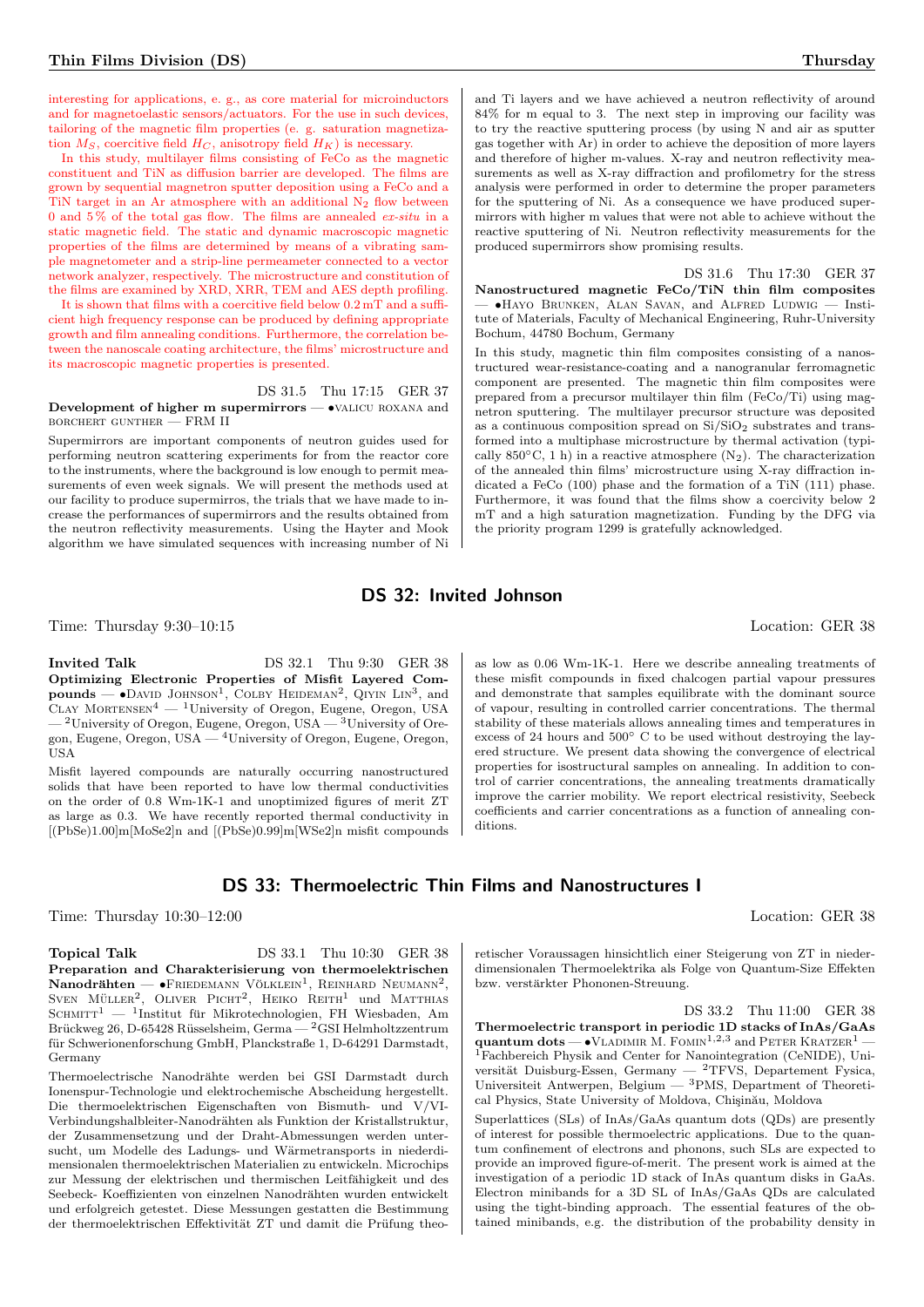interesting for applications, e. g., as core material for microinductors and for magnetoelastic sensors/actuators. For the use in such devices, tailoring of the magnetic film properties (e. g. saturation magnetization $M_S$, coercitive field $H_C$, anisotropy field $H_K$) is necessary.

In this study, multilayer films consisting of FeCo as the magnetic constituent and TiN as diffusion barrier are developed. The films are grown by sequential magnetron sputter deposition using a FeCo and a TiN target in an Ar atmosphere with an additional $N_2$ flow between 0 and 5% of the total gas flow. The films are annealed *ex-situ* in a static magnetic field. The static and dynamic macroscopic magnetic properties of the films are determined by means of a vibrating sample magnetometer and a strip-line permeameter connected to a vector network analyzer, respectively. The microstructure and constitution of the films are examined by XRD, XRR, TEM and AES depth profiling.

It is shown that films with a coercitive field below 0.2 mT and a sufficient high frequency response can be produced by defining appropriate growth and film annealing conditions. Furthermore, the correlation between the nanoscale coating architecture, the films' microstructure and its macroscopic magnetic properties is presented.

DS 31.5 Thu 17:15 GER 37

**Development of higher m supermirrors** — •valicu roxana and borchert gunther — FRM II

Supermirrors are important components of neutron guides used for performing neutron scattering experiments for from the reactor core to the instruments, where the background is low enough to permit measurements of even week signals. We will present the methods used at our facility to produce supermirros, the trials that we have made to increase the performances of supermirrors and the results obtained from the neutron reflectivity measurements. Using the Hayter and Mook algorithm we have simulated sequences with increasing number of Ni and Ti layers and we have achieved a neutron reflectivity of around 84% for m equal to 3. The next step in improving our facility was to try the reactive sputtering process (by using N and air as sputter gas together with Ar) in order to achieve the deposition of more layers and therefore of higher m-values. X-ray and neutron reflectivity measurements as well as X-ray diffraction and profilometry for the stress analysis were performed in order to determine the proper parameters for the sputtering of Ni. As a consequence we have produced supermirrors with higher m values that were not able to achieve without the reactive sputtering of Ni. Neutron reflectivity measurements for the produced supermirrors show promising results.

DS 31.6 Thu 17:30 GER 37

**Nanostructured magnetic FeCo/TiN thin film composites** — •Hayo Brunken, Alan Savan, and Alfred Ludwig — Institute of Materials, Faculty of Mechanical Engineering, Ruhr-University Bochum, 44780 Bochum, Germany

In this study, magnetic thin film composites consisting of a nanostructured wear-resistance-coating and a nanogranular ferromagnetic component are presented. The magnetic thin film composites were prepared from a precursor multilayer thin film (FeCo/Ti) using magnetron sputtering. The multilayer precursor structure was deposited as a continuous composition spread on $Si/SiO_2$ substrates and transformed into a multiphase microstructure by thermal activation (typically 850°C, 1 h) in a reactive atmosphere ($N_2$). The characterization of the annealed thin films' microstructure using X-ray diffraction indicated a FeCo (100) phase and the formation of a TiN (111) phase. Furthermore, it was found that the films show a coercivity below 2 mT and a high saturation magnetization. Funding by the DFG via the priority program 1299 is gratefully acknowledged.

## DS 32: Invited Johnson

Time: Thursday 9:30–10:15 Location: GER 38

**Invited Talk** DS 32.1 Thu 9:30 GER 38

**Optimizing Electronic Properties of Misfit Layered Compounds** — •David Johnson[1], Colby Heideman[2], Qiyin Lin[3], and Clay Mortensen[4] — [1]University of Oregon, Eugene, Oregon, USA — [2]University of Oregon, Eugene, Oregon, USA — [3]University of Oregon, Eugene, Oregon, USA — [4]University of Oregon, Eugene, Oregon, USA

Misfit layered compounds are naturally occurring nanostructured solids that have been reported to have low thermal conductivities on the order of 0.8 Wm-1K-1 and unoptimized figures of merit ZT as large as 0.3. We have recently reported thermal conductivity in [(PbSe)1.00]m[MoSe2]n and [(PbSe)0.99]m[WSe2]n misfit compounds as low as 0.06 Wm-1K-1. Here we describe annealing treatments of these misfit compounds in fixed chalcogen partial vapour pressures and demonstrate that samples equilibrate with the dominant source of vapour, resulting in controlled carrier concentrations. The thermal stability of these materials allows annealing times and temperatures in excess of 24 hours and 500° C to be used without destroying the layered structure. We present data showing the convergence of electrical properties for isostructural samples on annealing. In addition to control of carrier concentrations, the annealing treatments dramatically improve the carrier mobility. We report electrical resistivity, Seebeck coefficients and carrier concentrations as a function of annealing conditions.

## DS 33: Thermoelectric Thin Films and Nanostructures I

Time: Thursday 10:30–12:00 Location: GER 38

**Topical Talk** DS 33.1 Thu 10:30 GER 38

**Preparation and Charakterisierung von thermoelektrischen Nanodrähten** — •Friedemann Völklein[1], Reinhard Neumann[2], Sven Müller[2], Oliver Picht[2], Heiko Reith[1] und Matthias Schmitt[1] — [1]Institut für Mikrotechnologien, FH Wiesbaden, Am Brückweg 26, D-65428 Rüsselsheim, Germa — [2]GSI Helmholtzzentrum für Schwerionenforschung GmbH, Planckstraße 1, D-64291 Darmstadt, Germany

Thermoelectrische Nanodrähte werden bei GSI Darmstadt durch Ionenspur-Technologie und elektrochemische Abscheidung hergestellt. Die thermoelektrischen Eigenschaften von Bismuth- und V/VI-Verbindungshalbleiter-Nanodrähten als Funktion der Kristallstruktur, der Zusammensetzung und der Draht-Abmessungen werden untersucht, um Modelle des Ladungs- und Wärmetransports in niederdimensionalen thermoelektrischen Materialien zu entwickeln. Microchips zur Messung der elektrischen und thermischen Leitfähigkeit und des Seebeck- Koeffizienten von einzelnen Nanodrähten wurden entwickelt und erfolgreich getestet. Diese Messungen gestatten die Bestimmung der thermoelektrischen Effektivität ZT und damit die Prüfung theoretischer Voraussagen hinsichtlich einer Steigerung von ZT in niederdimensionalen Thermoelektrika als Folge von Quantum-Size Effekten bzw. verstärkter Phononen-Streuung.

DS 33.2 Thu 11:00 GER 38

**Thermoelectric transport in periodic 1D stacks of InAs/GaAs quantum dots** — •Vladimir M. Fomin[1,2,3] and Peter Kratzer[1] — [1]Fachbereich Physik and Center for Nanointegration (CeNIDE), Universität Duisburg-Essen, Germany — [2]TFVS, Departement Fysica, Universiteit Antwerpen, Belgium — [3]PMS, Department of Theoretical Physics, State University of Moldova, Chişinău, Moldova

Superlattices (SLs) of InAs/GaAs quantum dots (QDs) are presently of interest for possible thermoelectric applications. Due to the quantum confinement of electrons and phonons, such SLs are expected to provide an improved figure-of-merit. The present work is aimed at the investigation of a periodic 1D stack of InAs quantum disks in GaAs. Electron minibands for a 3D SL of InAs/GaAs QDs are calculated using the tight-binding approach. The essential features of the obtained minibands, e.g. the distribution of the probability density in